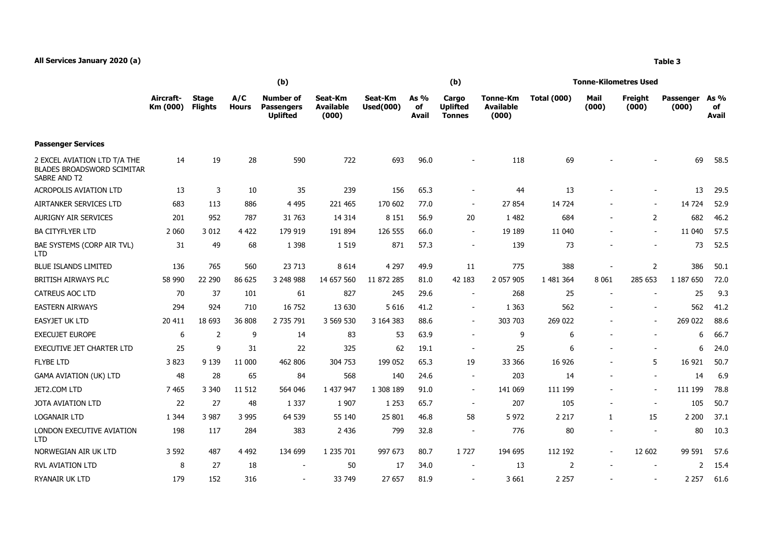**All Services January 2020 (a)**

**Table 3**

| | Aircraft-Km (000) | Stage Flights | A/C Hours | (b) Number of Passengers Uplifted | Seat-Km Available (000) | Seat-Km Used(000) | As % of Avail | (b) Cargo Uplifted Tonnes | Tonne-Km Available (000) | Tonne-Kilometres Used Total (000) | Mail (000) | Freight (000) | Passenger (000) | As % of Avail |
|---|---|---|---|---|---|---|---|---|---|---|---|---|---|---|
| **Passenger Services** | | | | | | | | | | | | | | |
| 2 EXCEL AVIATION LTD T/A THE BLADES BROADSWORD SCIMITAR SABRE AND T2 | 14 | 19 | 28 | 590 | 722 | 693 | 96.0 | - | 118 | 69 | - | - | 69 | 58.5 |
| ACROPOLIS AVIATION LTD | 13 | 3 | 10 | 35 | 239 | 156 | 65.3 | - | 44 | 13 | - | - | 13 | 29.5 |
| AIRTANKER SERVICES LTD | 683 | 113 | 886 | 4 495 | 221 465 | 170 602 | 77.0 | - | 27 854 | 14 724 | - | - | 14 724 | 52.9 |
| AURIGNY AIR SERVICES | 201 | 952 | 787 | 31 763 | 14 314 | 8 151 | 56.9 | 20 | 1 482 | 684 | - | 2 | 682 | 46.2 |
| BA CITYFLYER LTD | 2 060 | 3 012 | 4 422 | 179 919 | 191 894 | 126 555 | 66.0 | - | 19 189 | 11 040 | - | - | 11 040 | 57.5 |
| BAE SYSTEMS (CORP AIR TVL) LTD | 31 | 49 | 68 | 1 398 | 1 519 | 871 | 57.3 | - | 139 | 73 | - | - | 73 | 52.5 |
| BLUE ISLANDS LIMITED | 136 | 765 | 560 | 23 713 | 8 614 | 4 297 | 49.9 | 11 | 775 | 388 | - | 2 | 386 | 50.1 |
| BRITISH AIRWAYS PLC | 58 990 | 22 290 | 86 625 | 3 248 988 | 14 657 560 | 11 872 285 | 81.0 | 42 183 | 2 057 905 | 1 481 364 | 8 061 | 285 653 | 1 187 650 | 72.0 |
| CATREUS AOC LTD | 70 | 37 | 101 | 61 | 827 | 245 | 29.6 | - | 268 | 25 | - | - | 25 | 9.3 |
| EASTERN AIRWAYS | 294 | 924 | 710 | 16 752 | 13 630 | 5 616 | 41.2 | - | 1 363 | 562 | - | - | 562 | 41.2 |
| EASYJET UK LTD | 20 411 | 18 693 | 36 808 | 2 735 791 | 3 569 530 | 3 164 383 | 88.6 | - | 303 703 | 269 022 | - | - | 269 022 | 88.6 |
| EXECUJET EUROPE | 6 | 2 | 9 | 14 | 83 | 53 | 63.9 | - | 9 | 6 | - | - | 6 | 66.7 |
| EXECUTIVE JET CHARTER LTD | 25 | 9 | 31 | 22 | 325 | 62 | 19.1 | - | 25 | 6 | - | - | 6 | 24.0 |
| FLYBE LTD | 3 823 | 9 139 | 11 000 | 462 806 | 304 753 | 199 052 | 65.3 | 19 | 33 366 | 16 926 | - | 5 | 16 921 | 50.7 |
| GAMA AVIATION (UK) LTD | 48 | 28 | 65 | 84 | 568 | 140 | 24.6 | - | 203 | 14 | - | - | 14 | 6.9 |
| JET2.COM LTD | 7 465 | 3 340 | 11 512 | 564 046 | 1 437 947 | 1 308 189 | 91.0 | - | 141 069 | 111 199 | - | - | 111 199 | 78.8 |
| JOTA AVIATION LTD | 22 | 27 | 48 | 1 337 | 1 907 | 1 253 | 65.7 | - | 207 | 105 | - | - | 105 | 50.7 |
| LOGANAIR LTD | 1 344 | 3 987 | 3 995 | 64 539 | 55 140 | 25 801 | 46.8 | 58 | 5 972 | 2 217 | 1 | 15 | 2 200 | 37.1 |
| LONDON EXECUTIVE AVIATION LTD | 198 | 117 | 284 | 383 | 2 436 | 799 | 32.8 | - | 776 | 80 | - | - | 80 | 10.3 |
| NORWEGIAN AIR UK LTD | 3 592 | 487 | 4 492 | 134 699 | 1 235 701 | 997 673 | 80.7 | 1 727 | 194 695 | 112 192 | - | 12 602 | 99 591 | 57.6 |
| RVL AVIATION LTD | 8 | 27 | 18 | - | 50 | 17 | 34.0 | - | 13 | 2 | - | - | 2 | 15.4 |
| RYANAIR UK LTD | 179 | 152 | 316 | - | 33 749 | 27 657 | 81.9 | - | 3 661 | 2 257 | - | - | 2 257 | 61.6 |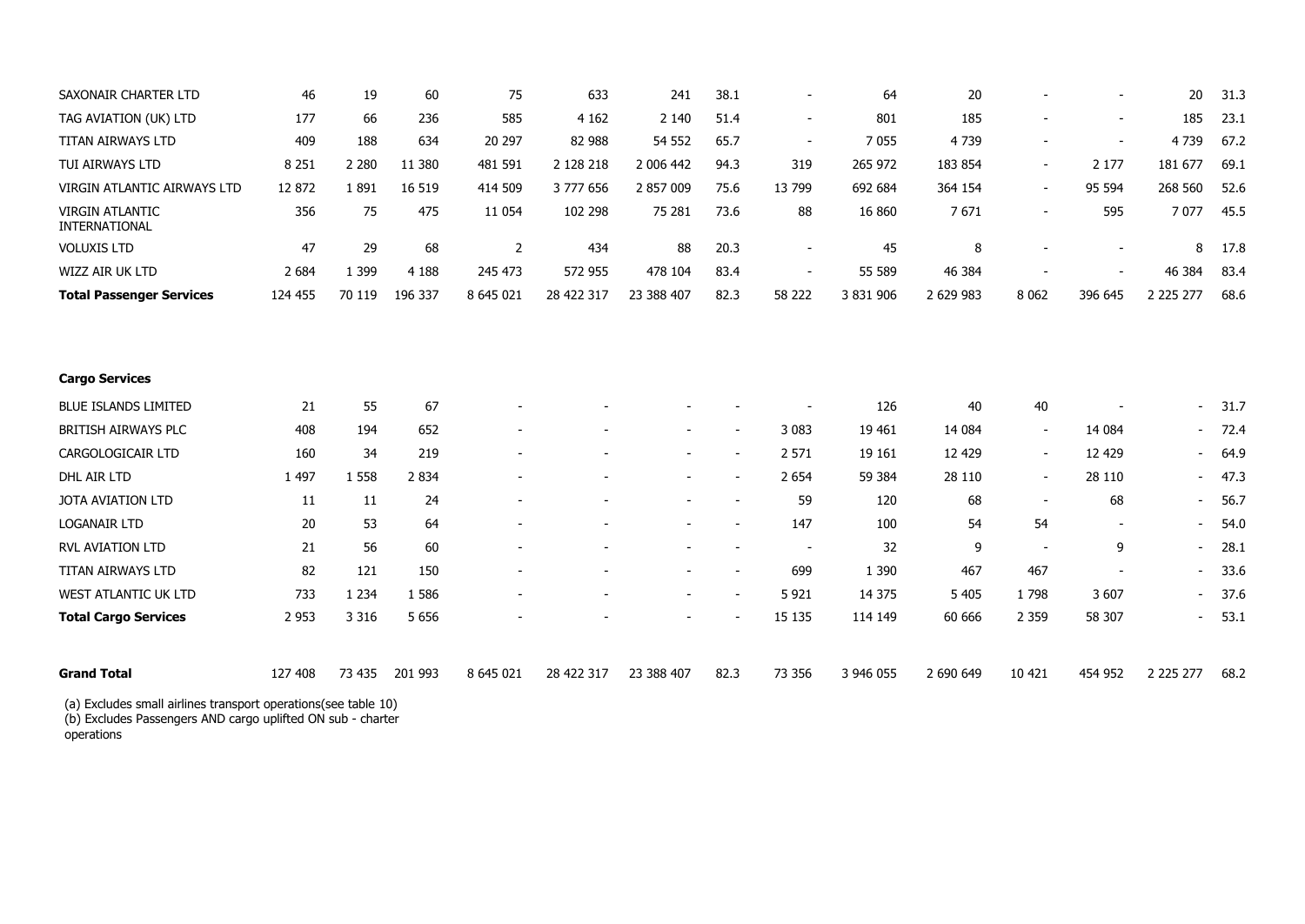| | | | | | | | | | | | | | | |
|---|---|---|---|---|---|---|---|---|---|---|---|---|---|---|
| SAXONAIR CHARTER LTD | 46 | 19 | 60 | 75 | 633 | 241 | 38.1 | - | 64 | 20 | - | - | 20 | 31.3 |
| TAG AVIATION (UK) LTD | 177 | 66 | 236 | 585 | 4 162 | 2 140 | 51.4 | - | 801 | 185 | - | - | 185 | 23.1 |
| TITAN AIRWAYS LTD | 409 | 188 | 634 | 20 297 | 82 988 | 54 552 | 65.7 | - | 7 055 | 4 739 | - | - | 4 739 | 67.2 |
| TUI AIRWAYS LTD | 8 251 | 2 280 | 11 380 | 481 591 | 2 128 218 | 2 006 442 | 94.3 | 319 | 265 972 | 183 854 | - | 2 177 | 181 677 | 69.1 |
| VIRGIN ATLANTIC AIRWAYS LTD | 12 872 | 1 891 | 16 519 | 414 509 | 3 777 656 | 2 857 009 | 75.6 | 13 799 | 692 684 | 364 154 | - | 95 594 | 268 560 | 52.6 |
| VIRGIN ATLANTIC INTERNATIONAL | 356 | 75 | 475 | 11 054 | 102 298 | 75 281 | 73.6 | 88 | 16 860 | 7 671 | - | 595 | 7 077 | 45.5 |
| VOLUXIS LTD | 47 | 29 | 68 | 2 | 434 | 88 | 20.3 | - | 45 | 8 | - | - | 8 | 17.8 |
| WIZZ AIR UK LTD | 2 684 | 1 399 | 4 188 | 245 473 | 572 955 | 478 104 | 83.4 | - | 55 589 | 46 384 | - | - | 46 384 | 83.4 |
| **Total Passenger Services** | 124 455 | 70 119 | 196 337 | 8 645 021 | 28 422 317 | 23 388 407 | 82.3 | 58 222 | 3 831 906 | 2 629 983 | 8 062 | 396 645 | 2 225 277 | 68.6 |
| **Cargo Services** | | | | | | | | | | | | | | |
| BLUE ISLANDS LIMITED | 21 | 55 | 67 | - | - | - | - | - | 126 | 40 | 40 | - | - | 31.7 |
| BRITISH AIRWAYS PLC | 408 | 194 | 652 | - | - | - | - | 3 083 | 19 461 | 14 084 | - | 14 084 | - | 72.4 |
| CARGOLOGICAIR LTD | 160 | 34 | 219 | - | - | - | - | 2 571 | 19 161 | 12 429 | - | 12 429 | - | 64.9 |
| DHL AIR LTD | 1 497 | 1 558 | 2 834 | - | - | - | - | 2 654 | 59 384 | 28 110 | - | 28 110 | - | 47.3 |
| JOTA AVIATION LTD | 11 | 11 | 24 | - | - | - | - | 59 | 120 | 68 | - | 68 | - | 56.7 |
| LOGANAIR LTD | 20 | 53 | 64 | - | - | - | - | 147 | 100 | 54 | 54 | - | - | 54.0 |
| RVL AVIATION LTD | 21 | 56 | 60 | - | - | - | - | - | 32 | 9 | - | 9 | - | 28.1 |
| TITAN AIRWAYS LTD | 82 | 121 | 150 | - | - | - | - | 699 | 1 390 | 467 | 467 | - | - | 33.6 |
| WEST ATLANTIC UK LTD | 733 | 1 234 | 1 586 | - | - | - | - | 5 921 | 14 375 | 5 405 | 1 798 | 3 607 | - | 37.6 |
| **Total Cargo Services** | 2 953 | 3 316 | 5 656 | - | - | - | - | 15 135 | 114 149 | 60 666 | 2 359 | 58 307 | - | 53.1 |
| **Grand Total** | 127 408 | 73 435 | 201 993 | 8 645 021 | 28 422 317 | 23 388 407 | 82.3 | 73 356 | 3 946 055 | 2 690 649 | 10 421 | 454 952 | 2 225 277 | 68.2 |

(a) Excludes small airlines transport operations(see table 10)
(b) Excludes Passengers AND cargo uplifted ON sub - charter operations